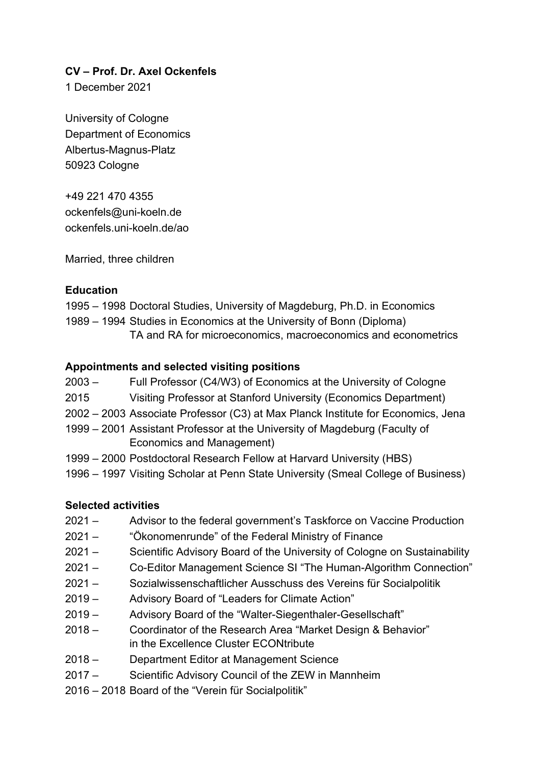**CV – Prof. Dr. Axel Ockenfels**

1 December 2021

University of Cologne
Department of Economics
Albertus-Magnus-Platz
50923 Cologne

+49 221 470 4355
ockenfels@uni-koeln.de
ockenfels.uni-koeln.de/ao

Married, three children

**Education**

1995 – 1998 Doctoral Studies, University of Magdeburg, Ph.D. in Economics
1989 – 1994 Studies in Economics at the University of Bonn (Diploma)
TA and RA for microeconomics, macroeconomics and econometrics

**Appointments and selected visiting positions**

2003 – Full Professor (C4/W3) of Economics at the University of Cologne
2015 Visiting Professor at Stanford University (Economics Department)
2002 – 2003 Associate Professor (C3) at Max Planck Institute for Economics, Jena
1999 – 2001 Assistant Professor at the University of Magdeburg (Faculty of Economics and Management)
1999 – 2000 Postdoctoral Research Fellow at Harvard University (HBS)
1996 – 1997 Visiting Scholar at Penn State University (Smeal College of Business)

**Selected activities**

2021 – Advisor to the federal government's Taskforce on Vaccine Production
2021 – "Ökonomenrunde" of the Federal Ministry of Finance
2021 – Scientific Advisory Board of the University of Cologne on Sustainability
2021 – Co-Editor Management Science SI "The Human-Algorithm Connection"
2021 – Sozialwissenschaftlicher Ausschuss des Vereins für Socialpolitik
2019 – Advisory Board of "Leaders for Climate Action"
2019 – Advisory Board of the "Walter-Siegenthaler-Gesellschaft"
2018 – Coordinator of the Research Area "Market Design & Behavior" in the Excellence Cluster ECONtribute
2018 – Department Editor at Management Science
2017 – Scientific Advisory Council of the ZEW in Mannheim
2016 – 2018 Board of the "Verein für Socialpolitik"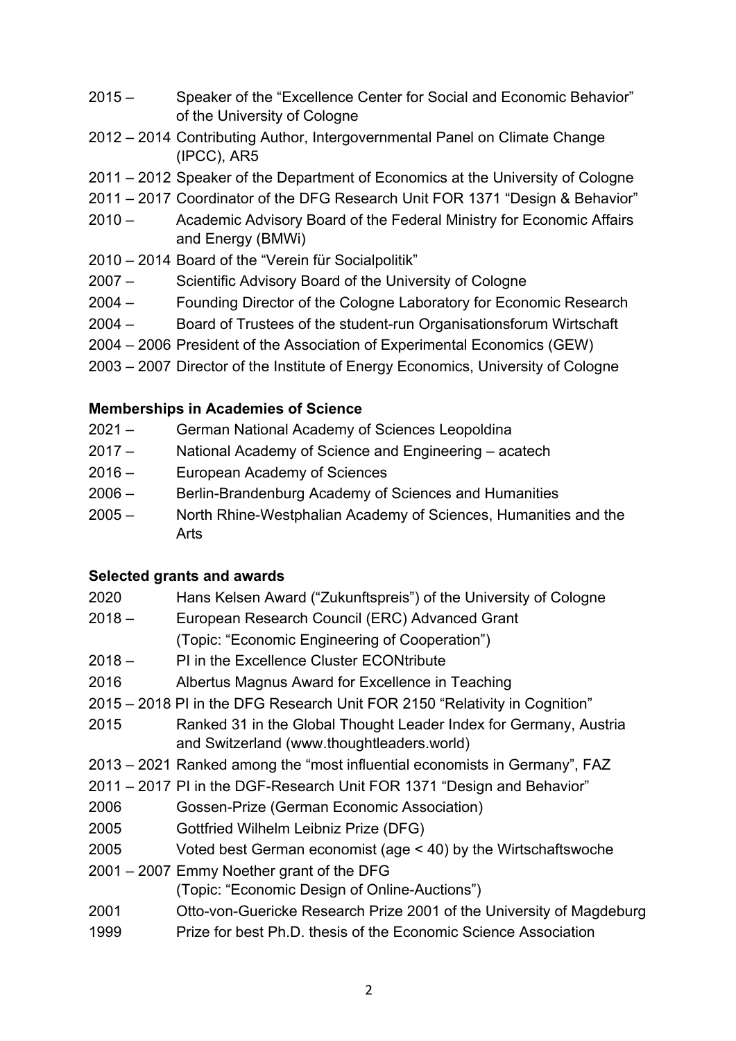2015 – Speaker of the "Excellence Center for Social and Economic Behavior" of the University of Cologne

2012 – 2014 Contributing Author, Intergovernmental Panel on Climate Change (IPCC), AR5

2011 – 2012 Speaker of the Department of Economics at the University of Cologne

2011 – 2017 Coordinator of the DFG Research Unit FOR 1371 "Design & Behavior"

2010 – Academic Advisory Board of the Federal Ministry for Economic Affairs and Energy (BMWi)

2010 – 2014 Board of the "Verein für Socialpolitik"

2007 – Scientific Advisory Board of the University of Cologne

2004 – Founding Director of the Cologne Laboratory for Economic Research

2004 – Board of Trustees of the student-run Organisationsforum Wirtschaft

2004 – 2006 President of the Association of Experimental Economics (GEW)

2003 – 2007 Director of the Institute of Energy Economics, University of Cologne

**Memberships in Academies of Science**

2021 – German National Academy of Sciences Leopoldina

2017 – National Academy of Science and Engineering – acatech

2016 – European Academy of Sciences

2006 – Berlin-Brandenburg Academy of Sciences and Humanities

2005 – North Rhine-Westphalian Academy of Sciences, Humanities and the Arts

**Selected grants and awards**

2020 Hans Kelsen Award ("Zukunftspreis") of the University of Cologne

2018 – European Research Council (ERC) Advanced Grant
(Topic: "Economic Engineering of Cooperation")

2018 – PI in the Excellence Cluster ECONtribute

2016 Albertus Magnus Award for Excellence in Teaching

2015 – 2018 PI in the DFG Research Unit FOR 2150 "Relativity in Cognition"

2015 Ranked 31 in the Global Thought Leader Index for Germany, Austria and Switzerland (www.thoughtleaders.world)

2013 – 2021 Ranked among the "most influential economists in Germany", FAZ

2011 – 2017 PI in the DGF-Research Unit FOR 1371 "Design and Behavior"

2006 Gossen-Prize (German Economic Association)

2005 Gottfried Wilhelm Leibniz Prize (DFG)

2005 Voted best German economist (age < 40) by the Wirtschaftswoche

2001 – 2007 Emmy Noether grant of the DFG
(Topic: "Economic Design of Online-Auctions")

2001 Otto-von-Guericke Research Prize 2001 of the University of Magdeburg

1999 Prize for best Ph.D. thesis of the Economic Science Association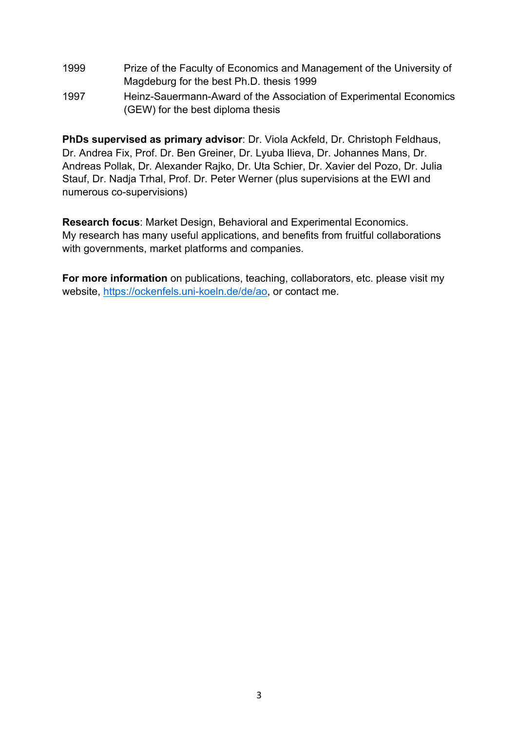| | |
|---|---|
| 1999 | Prize of the Faculty of Economics and Management of the University of Magdeburg for the best Ph.D. thesis 1999 |
| 1997 | Heinz-Sauermann-Award of the Association of Experimental Economics (GEW) for the best diploma thesis |

**PhDs supervised as primary advisor**: Dr. Viola Ackfeld, Dr. Christoph Feldhaus, Dr. Andrea Fix, Prof. Dr. Ben Greiner, Dr. Lyuba Ilieva, Dr. Johannes Mans, Dr. Andreas Pollak, Dr. Alexander Rajko, Dr. Uta Schier, Dr. Xavier del Pozo, Dr. Julia Stauf, Dr. Nadja Trhal, Prof. Dr. Peter Werner (plus supervisions at the EWI and numerous co-supervisions)

**Research focus**: Market Design, Behavioral and Experimental Economics. My research has many useful applications, and benefits from fruitful collaborations with governments, market platforms and companies.

**For more information** on publications, teaching, collaborators, etc. please visit my website, [https://ockenfels.uni-koeln.de/de/ao](https://ockenfels.uni-koeln.de/de/ao), or contact me.